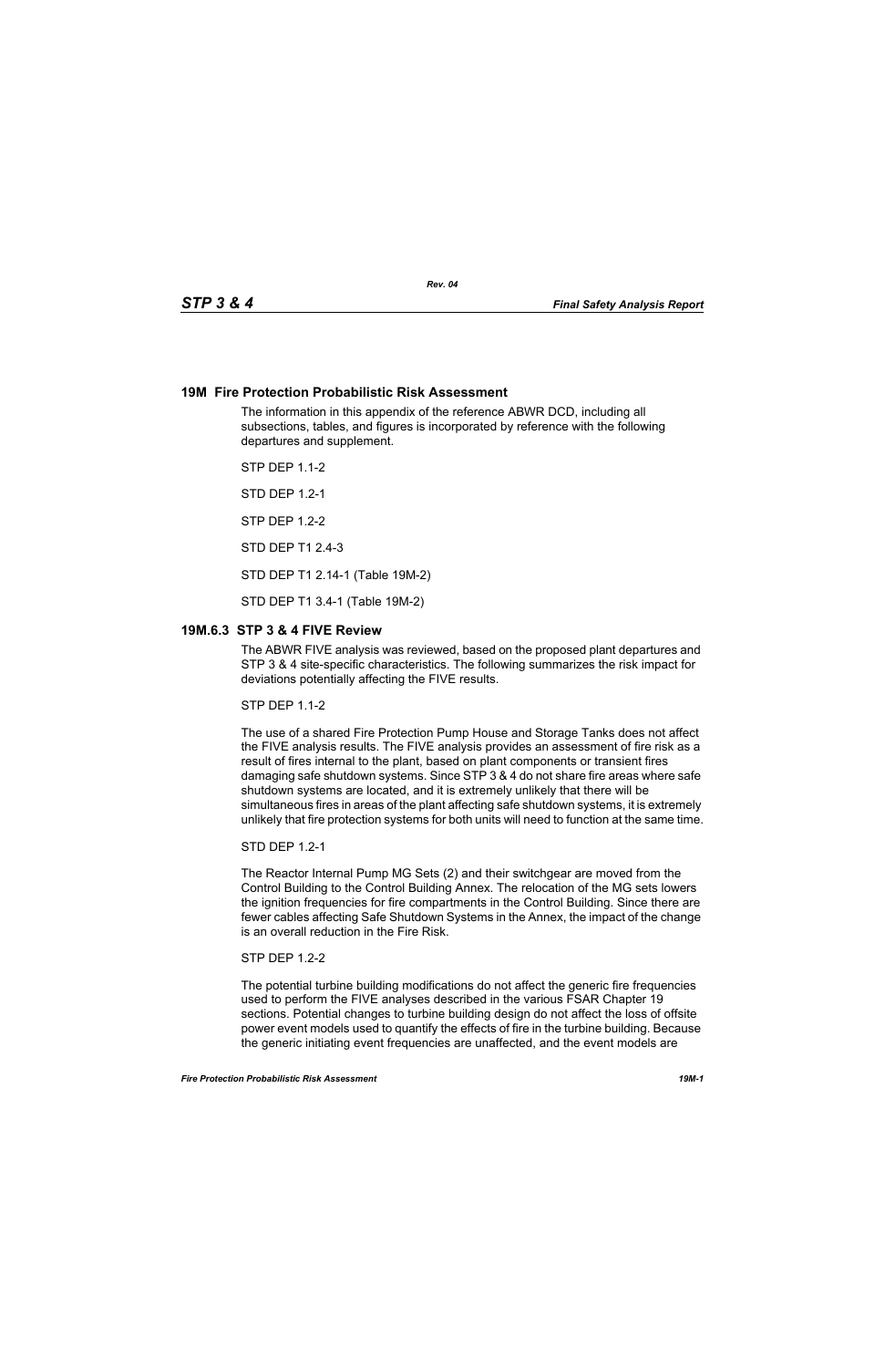## 19M Fire Protection Probabilistic Risk Assessment

The information in this appendix of the reference ABWR DCD, including all subsections, tables, and figures is incorporated by reference with the following departures and supplement.

STP DEP 1.1-2

STD DEP 1.2-1

STP DEP 1.2-2

STD DEP T1 2.4-3

STD DEP T1 2.14-1 (Table 19M-2)

STD DEP T1 3.4-1 (Table 19M-2)

### 19M.6.3 STP 3 & 4 FIVE Review

The ABWR FIVE analysis was reviewed, based on the proposed plant departures and STP 3 & 4 site-specific characteristics. The following summarizes the risk impact for deviations potentially affecting the FIVE results.

STP DEP 1.1-2

The use of a shared Fire Protection Pump House and Storage Tanks does not affect the FIVE analysis results. The FIVE analysis provides an assessment of fire risk as a result of fires internal to the plant, based on plant components or transient fires damaging safe shutdown systems. Since STP 3 & 4 do not share fire areas where safe shutdown systems are located, and it is extremely unlikely that there will be simultaneous fires in areas of the plant affecting safe shutdown systems, it is extremely unlikely that fire protection systems for both units will need to function at the same time.

STD DEP 1.2-1

The Reactor Internal Pump MG Sets (2) and their switchgear are moved from the Control Building to the Control Building Annex. The relocation of the MG sets lowers the ignition frequencies for fire compartments in the Control Building. Since there are fewer cables affecting Safe Shutdown Systems in the Annex, the impact of the change is an overall reduction in the Fire Risk.

STP DEP 1.2-2

The potential turbine building modifications do not affect the generic fire frequencies used to perform the FIVE analyses described in the various FSAR Chapter 19 sections. Potential changes to turbine building design do not affect the loss of offsite power event models used to quantify the effects of fire in the turbine building. Because the generic initiating event frequencies are unaffected, and the event models are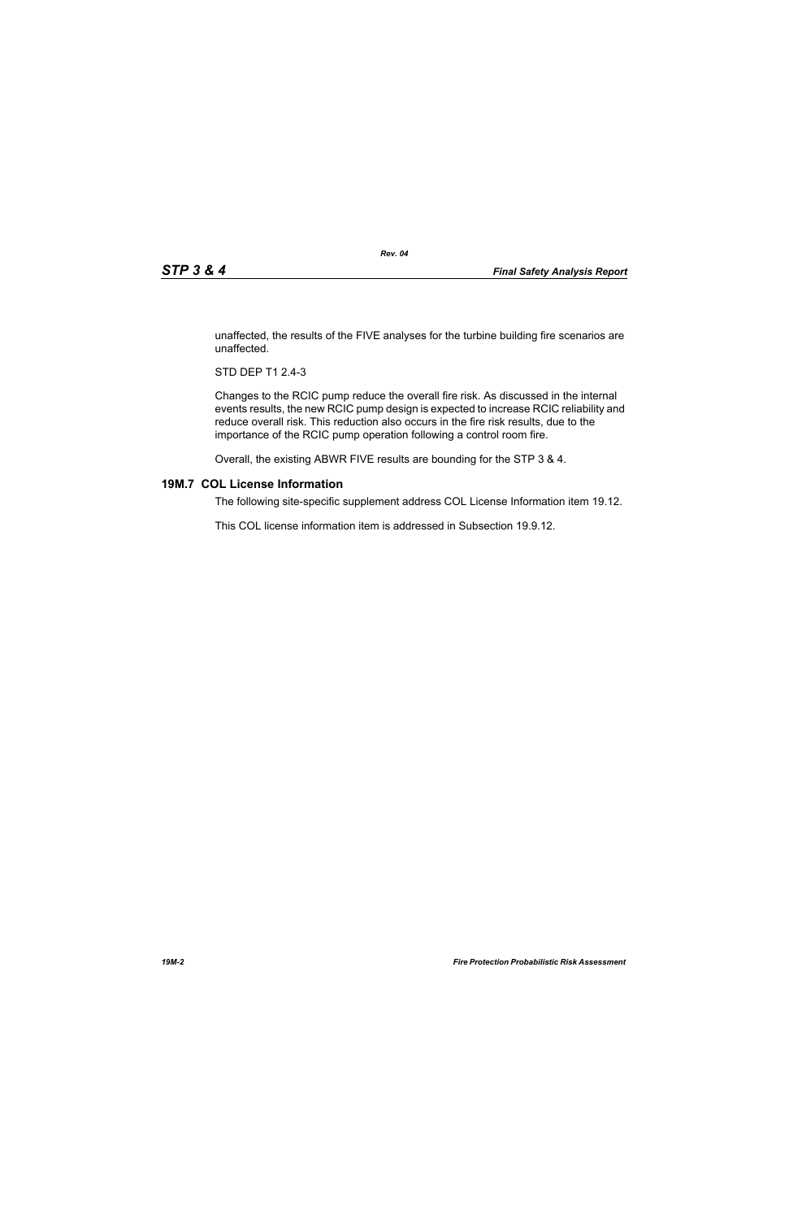unaffected, the results of the FIVE analyses for the turbine building fire scenarios are unaffected.

STD DEP T1 2.4-3

Changes to the RCIC pump reduce the overall fire risk. As discussed in the internal events results, the new RCIC pump design is expected to increase RCIC reliability and reduce overall risk. This reduction also occurs in the fire risk results, due to the importance of the RCIC pump operation following a control room fire.

Overall, the existing ABWR FIVE results are bounding for the STP 3 & 4.

## 19M.7 COL License Information

The following site-specific supplement address COL License Information item 19.12.

This COL license information item is addressed in Subsection 19.9.12.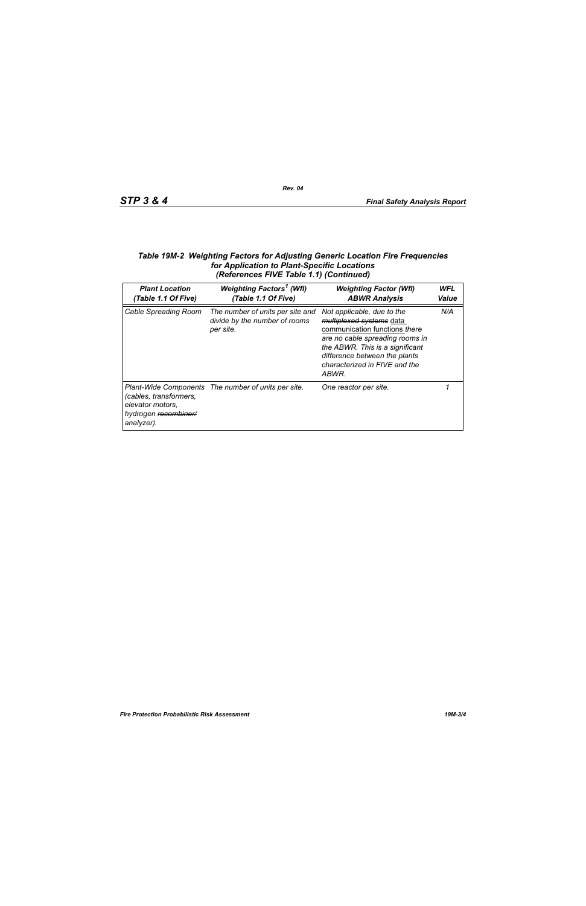### Table 19M-2 Weighting Factors for Adjusting Generic Location Fire Frequencies for Application to Plant-Specific Locations (References FIVE Table 1.1) (Continued)

| Plant Location (Table 1.1 Of Five) | Weighting Factors[1] (Wfl) (Table 1.1 Of Five) | Weighting Factor (Wfl) ABWR Analysis | WFL Value |
|---|---|---|---|
| Cable Spreading Room | The number of units per site and divide by the number of rooms per site. | Not applicable, due to the ~~multiplexed systems~~ data communication functions there are no cable spreading rooms in the ABWR. This is a significant difference between the plants characterized in FIVE and the ABWR. | N/A |
| Plant-Wide Components (cables, transformers, elevator motors, hydrogen ~~recombiner/~~ analyzer). | The number of units per site. | One reactor per site. | 1 |